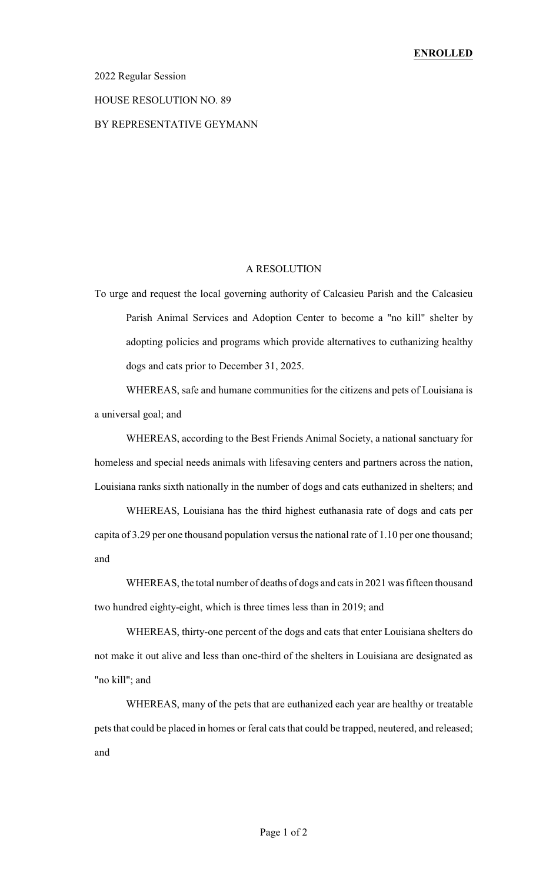**ENROLLED**

2022 Regular Session

HOUSE RESOLUTION NO. 89

BY REPRESENTATIVE GEYMANN

A RESOLUTION

To urge and request the local governing authority of Calcasieu Parish and the Calcasieu Parish Animal Services and Adoption Center to become a "no kill" shelter by adopting policies and programs which provide alternatives to euthanizing healthy dogs and cats prior to December 31, 2025.

WHEREAS, safe and humane communities for the citizens and pets of Louisiana is a universal goal; and

WHEREAS, according to the Best Friends Animal Society, a national sanctuary for homeless and special needs animals with lifesaving centers and partners across the nation, Louisiana ranks sixth nationally in the number of dogs and cats euthanized in shelters; and

WHEREAS, Louisiana has the third highest euthanasia rate of dogs and cats per capita of 3.29 per one thousand population versus the national rate of 1.10 per one thousand; and

WHEREAS, the total number of deaths of dogs and cats in 2021 was fifteen thousand two hundred eighty-eight, which is three times less than in 2019; and

WHEREAS, thirty-one percent of the dogs and cats that enter Louisiana shelters do not make it out alive and less than one-third of the shelters in Louisiana are designated as "no kill"; and

WHEREAS, many of the pets that are euthanized each year are healthy or treatable pets that could be placed in homes or feral cats that could be trapped, neutered, and released; and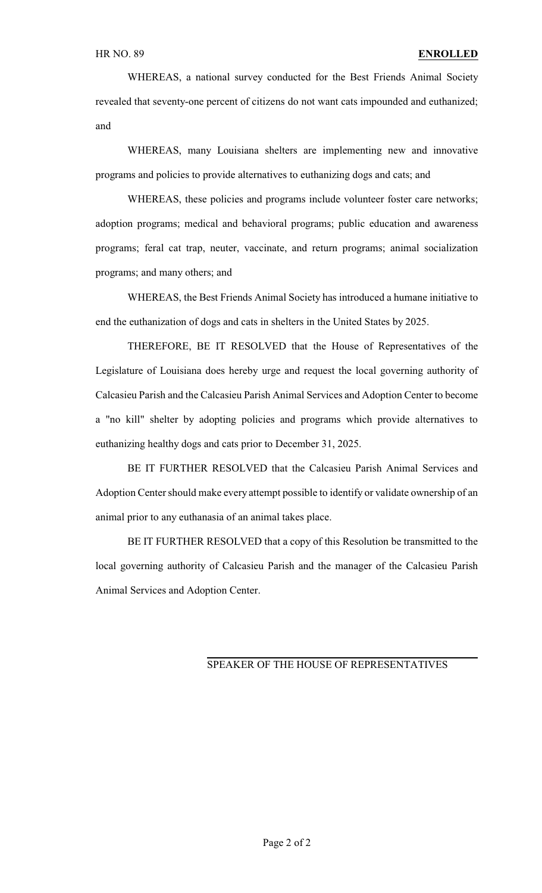WHEREAS, a national survey conducted for the Best Friends Animal Society revealed that seventy-one percent of citizens do not want cats impounded and euthanized; and

WHEREAS, many Louisiana shelters are implementing new and innovative programs and policies to provide alternatives to euthanizing dogs and cats; and

WHEREAS, these policies and programs include volunteer foster care networks; adoption programs; medical and behavioral programs; public education and awareness programs; feral cat trap, neuter, vaccinate, and return programs; animal socialization programs; and many others; and

WHEREAS, the Best Friends Animal Society has introduced a humane initiative to end the euthanization of dogs and cats in shelters in the United States by 2025.

THEREFORE, BE IT RESOLVED that the House of Representatives of the Legislature of Louisiana does hereby urge and request the local governing authority of Calcasieu Parish and the Calcasieu Parish Animal Services and Adoption Center to become a "no kill" shelter by adopting policies and programs which provide alternatives to euthanizing healthy dogs and cats prior to December 31, 2025.

BE IT FURTHER RESOLVED that the Calcasieu Parish Animal Services and Adoption Center should make every attempt possible to identify or validate ownership of an animal prior to any euthanasia of an animal takes place.

BE IT FURTHER RESOLVED that a copy of this Resolution be transmitted to the local governing authority of Calcasieu Parish and the manager of the Calcasieu Parish Animal Services and Adoption Center.

SPEAKER OF THE HOUSE OF REPRESENTATIVES